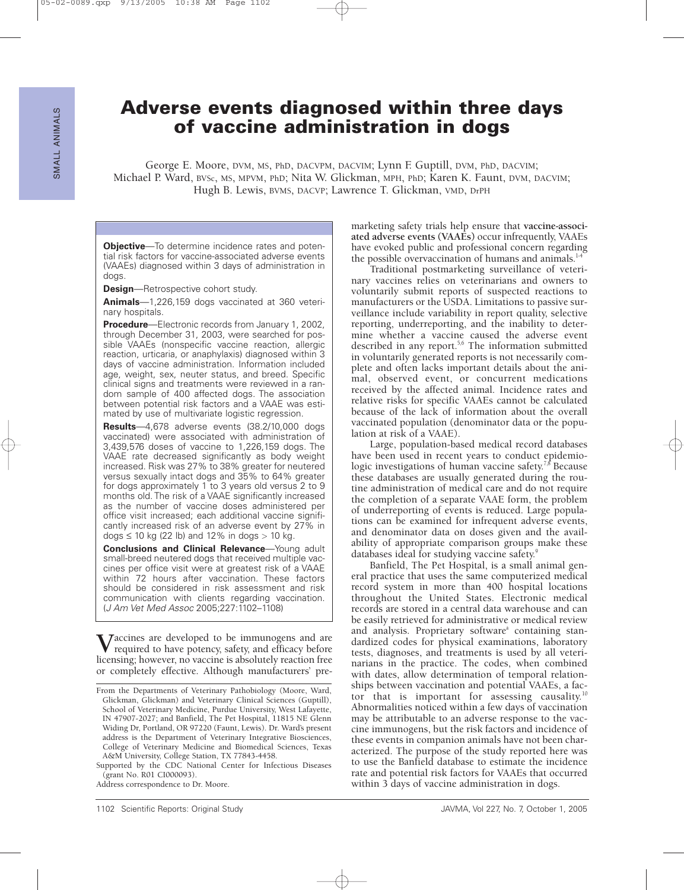# Adverse events diagnosed within three days of vaccine administration in dogs

George E. Moore, DVM, MS, PhD, DACVPM, DACVIM; Lynn F. Guptill, DVM, PhD, DACVIM; Michael P. Ward, BVSc, MS, MPVM, PhD; Nita W. Glickman, MPH, PhD; Karen K. Faunt, DVM, DACVIM; Hugh B. Lewis, BVMS, DACVP; Lawrence T. Glickman, VMD, DrPH

**Objective**—To determine incidence rates and potential risk factors for vaccine-associated adverse events (VAAEs) diagnosed within 3 days of administration in dogs.

**Design**—Retrospective cohort study.

**Animals**—1,226,159 dogs vaccinated at 360 veterinary hospitals.

**Procedure**—Electronic records from January 1, 2002, through December 31, 2003, were searched for possible VAAEs (nonspecific vaccine reaction, allergic reaction, urticaria, or anaphylaxis) diagnosed within 3 days of vaccine administration. Information included age, weight, sex, neuter status, and breed. Specific clinical signs and treatments were reviewed in a random sample of 400 affected dogs. The association between potential risk factors and a VAAE was estimated by use of multivariate logistic regression.

**Results**—4,678 adverse events (38.2/10,000 dogs vaccinated) were associated with administration of 3,439,576 doses of vaccine to 1,226,159 dogs. The VAAE rate decreased significantly as body weight increased. Risk was 27% to 38% greater for neutered versus sexually intact dogs and 35% to 64% greater for dogs approximately 1 to 3 years old versus 2 to 9 months old. The risk of a VAAE significantly increased as the number of vaccine doses administered per office visit increased; each additional vaccine significantly increased risk of an adverse event by 27% in dogs ≤ 10 kg (22 lb) and 12% in dogs > 10 kg.

**Conclusions and Clinical Relevance**—Young adult small-breed neutered dogs that received multiple vaccines per office visit were at greatest risk of a VAAE within 72 hours after vaccination. These factors should be considered in risk assessment and risk communication with clients regarding vaccination. (*J Am Vet Med Assoc* 2005;227:1102–1108)

Vaccines are developed to be immunogens and are required to have potency, safety, and efficacy before licensing; however, no vaccine is absolutely reaction free or completely effective. Although manufacturers' premarketing safety trials help ensure that **vaccine-associated adverse events (VAAEs)** occur infrequently, VAAEs have evoked public and professional concern regarding the possible overvaccination of humans and animals.[1-4]

Traditional postmarketing surveillance of veterinary vaccines relies on veterinarians and owners to voluntarily submit reports of suspected reactions to manufacturers or the USDA. Limitations to passive surveillance include variability in report quality, selective reporting, underreporting, and the inability to determine whether a vaccine caused the adverse event described in any report.[5,6] The information submitted in voluntarily generated reports is not necessarily complete and often lacks important details about the animal, observed event, or concurrent medications received by the affected animal. Incidence rates and relative risks for specific VAAEs cannot be calculated because of the lack of information about the overall vaccinated population (denominator data or the population at risk of a VAAE).

Large, population-based medical record databases have been used in recent years to conduct epidemiologic investigations of human vaccine safety.[7,8] Because these databases are usually generated during the routine administration of medical care and do not require the completion of a separate VAAE form, the problem of underreporting of events is reduced. Large populations can be examined for infrequent adverse events, and denominator data on doses given and the availability of appropriate comparison groups make these databases ideal for studying vaccine safety.[9]

Banfield, The Pet Hospital, is a small animal general practice that uses the same computerized medical record system in more than 400 hospital locations throughout the United States. Electronic medical records are stored in a central data warehouse and can be easily retrieved for administrative or medical review and analysis. Proprietary software[a] containing standardized codes for physical examinations, laboratory tests, diagnoses, and treatments is used by all veterinarians in the practice. The codes, when combined with dates, allow determination of temporal relationships between vaccination and potential VAAEs, a factor that is important for assessing causality.[10] Abnormalities noticed within a few days of vaccination may be attributable to an adverse response to the vaccine immunogens, but the risk factors and incidence of these events in companion animals have not been characterized. The purpose of the study reported here was to use the Banfield database to estimate the incidence rate and potential risk factors for VAAEs that occurred within 3 days of vaccine administration in dogs.

From the Departments of Veterinary Pathobiology (Moore, Ward, Glickman, Glickman) and Veterinary Clinical Sciences (Guptill), School of Veterinary Medicine, Purdue University, West Lafayette, IN 47907-2027; and Banfield, The Pet Hospital, 11815 NE Glenn Widing Dr, Portland, OR 97220 (Faunt, Lewis). Dr. Ward's present address is the Department of Veterinary Integrative Biosciences, College of Veterinary Medicine and Biomedical Sciences, Texas A&M University, College Station, TX 77843-4458.

Supported by the CDC National Center for Infectious Diseases (grant No. R01 CI000093).

Address correspondence to Dr. Moore.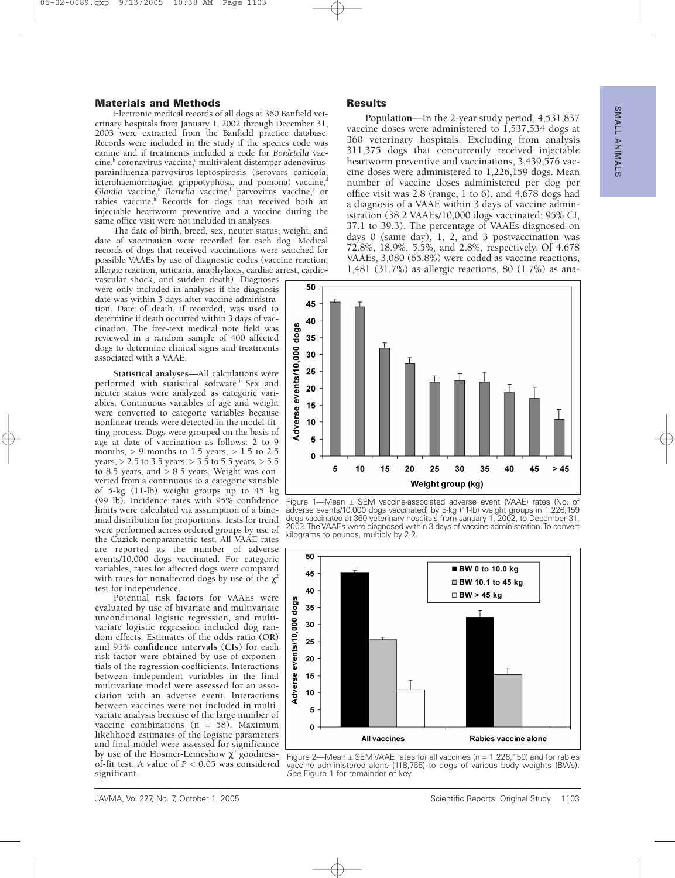## Materials and Methods

Electronic medical records of all dogs at 360 Banfield veterinary hospitals from January 1, 2002 through December 31, 2003 were extracted from the Banfield practice database. Records were included in the study if the species code was canine and if treatments included a code for *Bordetella* vaccine,[b] coronavirus vaccine,[c] multivalent distemper-adenovirus-parainfluenza-parvovirus-leptospirosis (serovars canicola, icterohaemorrhagiae, grippotyphosa, and pomona) vaccine,[d] *Giardia* vaccine,[e] *Borrelia* vaccine,[f] parvovirus vaccine,[g] or rabies vaccine.[h] Records for dogs that received both an injectable heartworm preventive and a vaccine during the same office visit were not included in analyses.

The date of birth, breed, sex, neuter status, weight, and date of vaccination were recorded for each dog. Medical records of dogs that received vaccinations were searched for possible VAAEs by use of diagnostic codes (vaccine reaction, allergic reaction, urticaria, anaphylaxis, cardiac arrest, cardiovascular shock, and sudden death). Diagnoses were only included in analyses if the diagnosis date was within 3 days after vaccine administration. Date of death, if recorded, was used to determine if death occurred within 3 days of vaccination. The free-text medical note field was reviewed in a random sample of 400 affected dogs to determine clinical signs and treatments associated with a VAAE.

**Statistical analyses**—All calculations were performed with statistical software.[i] Sex and neuter status were analyzed as categoric variables. Continuous variables of age and weight were converted to categoric variables because nonlinear trends were detected in the model-fitting process. Dogs were grouped on the basis of age at date of vaccination as follows: 2 to 9 months, > 9 months to 1.5 years, > 1.5 to 2.5 years, > 2.5 to 3.5 years, > 3.5 to 5.5 years, > 5.5 to 8.5 years, and > 8.5 years. Weight was converted from a continuous to a categoric variable of 5-kg (11-lb) weight groups up to 45 kg (99 lb). Incidence rates with 95% confidence limits were calculated via assumption of a binomial distribution for proportions. Tests for trend were performed across ordered groups by use of the Cuzick nonparametric test. All VAAE rates are reported as the number of adverse events/10,000 dogs vaccinated. For categoric variables, rates for affected dogs were compared with rates for nonaffected dogs by use of the $\chi^2$ test for independence.

Potential risk factors for VAAEs were evaluated by use of bivariate and multivariate unconditional logistic regression, and multivariate logistic regression included dog random effects. Estimates of the **odds ratio (OR)** and 95% **confidence intervals (CIs)** for each risk factor were obtained by use of exponentials of the regression coefficients. Interactions between independent variables in the final multivariate model were assessed for an association with an adverse event. Interactions between vaccines were not included in multivariate analysis because of the large number of vaccine combinations (n = 58). Maximum likelihood estimates of the logistic parameters and final model were assessed for significance by use of the Hosmer-Lemeshow $\chi^2$ goodness-of-fit test. A value of $P < 0.05$ was considered significant.

## Results

**Population**—In the 2-year study period, 4,531,837 vaccine doses were administered to 1,537,534 dogs at 360 veterinary hospitals. Excluding from analysis 311,375 dogs that concurrently received injectable heartworm preventive and vaccinations, 3,439,576 vaccine doses were administered to 1,226,159 dogs. Mean number of vaccine doses administered per dog per office visit was 2.8 (range, 1 to 6), and 4,678 dogs had a diagnosis of a VAAE within 3 days of vaccine administration (38.2 VAAEs/10,000 dogs vaccinated; 95% CI, 37.1 to 39.3). The percentage of VAAEs diagnosed on days 0 (same day), 1, 2, and 3 postvaccination was 72.8%, 18.9%, 5.5%, and 2.8%, respectively. Of 4,678 VAAEs, 3,080 (65.8%) were coded as vaccine reactions, 1,481 (31.7%) as allergic reactions, 80 (1.7%) as ana-

Figure 1—Mean ± SEM vaccine-associated adverse event (VAAE) rates (No. of adverse events/10,000 dogs vaccinated) by 5-kg (11-lb) weight groups in 1,226,159 dogs vaccinated at 360 veterinary hospitals from January 1, 2002, to December 31, 2003. The VAAEs were diagnosed within 3 days of vaccine administration. To convert kilograms to pounds, multiply by 2.2.

Figure 2—Mean ± SEM VAAE rates for all vaccines (n = 1,226,159) and for rabies vaccine administered alone (118,765) to dogs of various body weights (BWs). *See* Figure 1 for remainder of key.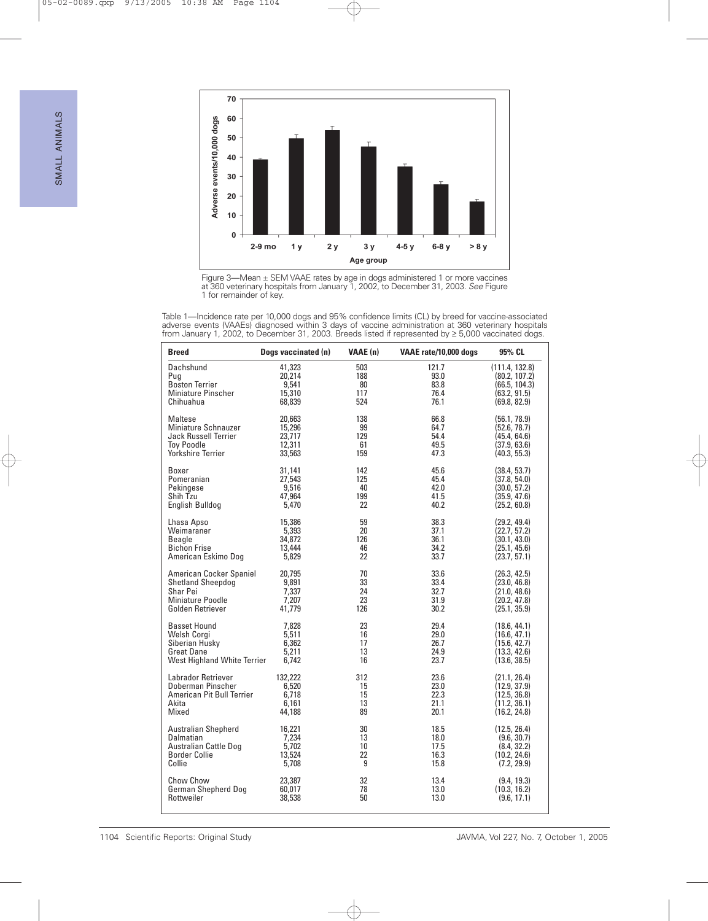Figure 3—Mean ± SEM VAAE rates by age in dogs administered 1 or more vaccines at 360 veterinary hospitals from January 1, 2002, to December 31, 2003. *See* Figure 1 for remainder of key.

Table 1—Incidence rate per 10,000 dogs and 95% confidence limits (CL) by breed for vaccine-associated adverse events (VAAEs) diagnosed within 3 days of vaccine administration at 360 veterinary hospitals from January 1, 2002, to December 31, 2003. Breeds listed if represented by ≥ 5,000 vaccinated dogs.

| Breed | Dogs vaccinated (n) | VAAE (n) | VAAE rate/10,000 dogs | 95% CL |
|---|---|---|---|---|
| Dachshund | 41,323 | 503 | 121.7 | (111.4, 132.8) |
| Pug | 20,214 | 188 | 93.0 | (80.2, 107.2) |
| Boston Terrier | 9,541 | 80 | 83.8 | (66.5, 104.3) |
| Miniature Pinscher | 15,310 | 117 | 76.4 | (63.2, 91.5) |
| Chihuahua | 68,839 | 524 | 76.1 | (69.8, 82.9) |
| Maltese | 20,663 | 138 | 66.8 | (56.1, 78.9) |
| Miniature Schnauzer | 15,296 | 99 | 64.7 | (52.6, 78.7) |
| Jack Russell Terrier | 23,717 | 129 | 54.4 | (45.4, 64.6) |
| Toy Poodle | 12,311 | 61 | 49.5 | (37.9, 63.6) |
| Yorkshire Terrier | 33,563 | 159 | 47.3 | (40.3, 55.3) |
| Boxer | 31,141 | 142 | 45.6 | (38.4, 53.7) |
| Pomeranian | 27,543 | 125 | 45.4 | (37.8, 54.0) |
| Pekingese | 9,516 | 40 | 42.0 | (30.0, 57.2) |
| Shih Tzu | 47,964 | 199 | 41.5 | (35.9, 47.6) |
| English Bulldog | 5,470 | 22 | 40.2 | (25.2, 60.8) |
| Lhasa Apso | 15,386 | 59 | 38.3 | (29.2, 49.4) |
| Weimaraner | 5,393 | 20 | 37.1 | (22.7, 57.2) |
| Beagle | 34,872 | 126 | 36.1 | (30.1, 43.0) |
| Bichon Frise | 13,444 | 46 | 34.2 | (25.1, 45.6) |
| American Eskimo Dog | 5,829 | 22 | 33.7 | (23.7, 57.1) |
| American Cocker Spaniel | 20,795 | 70 | 33.6 | (26.3, 42.5) |
| Shetland Sheepdog | 9,891 | 33 | 33.4 | (23.0, 46.8) |
| Shar Pei | 7,337 | 24 | 32.7 | (21.0, 48.6) |
| Miniature Poodle | 7,207 | 23 | 31.9 | (20.2, 47.8) |
| Golden Retriever | 41,779 | 126 | 30.2 | (25.1, 35.9) |
| Basset Hound | 7,828 | 23 | 29.4 | (18.6, 44.1) |
| Welsh Corgi | 5,511 | 16 | 29.0 | (16.6, 47.1) |
| Siberian Husky | 6,362 | 17 | 26.7 | (15.6, 42.7) |
| Great Dane | 5,211 | 13 | 24.9 | (13.3, 42.6) |
| West Highland White Terrier | 6,742 | 16 | 23.7 | (13.6, 38.5) |
| Labrador Retriever | 132,222 | 312 | 23.6 | (21.1, 26.4) |
| Doberman Pinscher | 6,520 | 15 | 23.0 | (12.9, 37.9) |
| American Pit Bull Terrier | 6,718 | 15 | 22.3 | (12.5, 36.8) |
| Akita | 6,161 | 13 | 21.1 | (11.2, 36.1) |
| Mixed | 44,188 | 89 | 20.1 | (16.2, 24.8) |
| Australian Shepherd | 16,221 | 30 | 18.5 | (12.5, 26.4) |
| Dalmatian | 7,234 | 13 | 18.0 | (9.6, 30.7) |
| Australian Cattle Dog | 5,702 | 10 | 17.5 | (8.4, 32.2) |
| Border Collie | 13,524 | 22 | 16.3 | (10.2, 24.6) |
| Collie | 5,708 | 9 | 15.8 | (7.2, 29.9) |
| Chow Chow | 23,387 | 32 | 13.4 | (9.4, 19.3) |
| German Shepherd Dog | 60,017 | 78 | 13.0 | (10.3, 16.2) |
| Rottweiler | 38,538 | 50 | 13.0 | (9.6, 17.1) |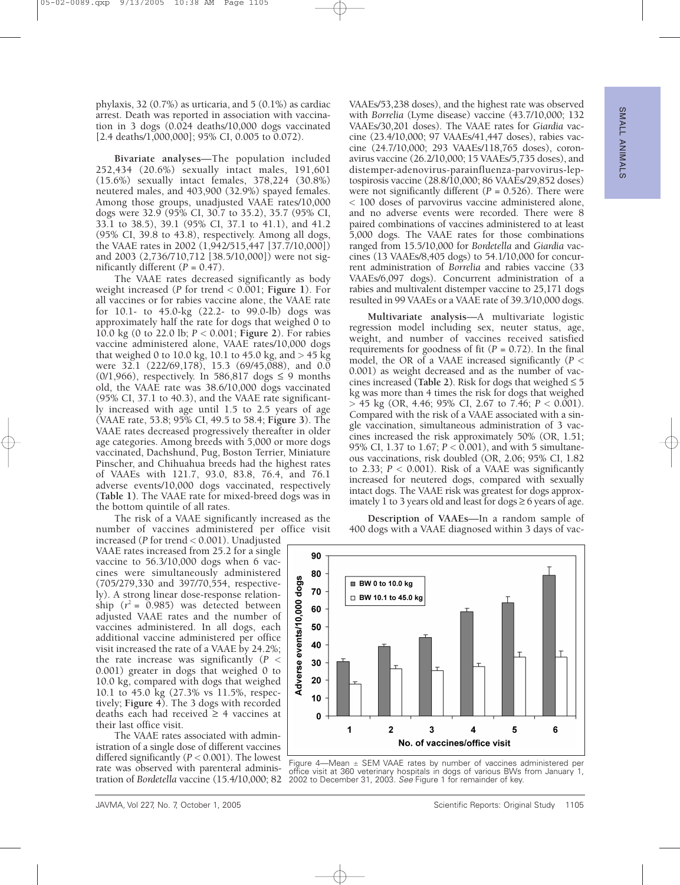phylaxis, 32 (0.7%) as urticaria, and 5 (0.1%) as cardiac arrest. Death was reported in association with vaccination in 3 dogs (0.024 deaths/10,000 dogs vaccinated [2.4 deaths/1,000,000]; 95% CI, 0.005 to 0.072).

**Bivariate analyses**—The population included 252,434 (20.6%) sexually intact males, 191,601 (15.6%) sexually intact females, 378,224 (30.8%) neutered males, and 403,900 (32.9%) spayed females. Among those groups, unadjusted VAAE rates/10,000 dogs were 32.9 (95% CI, 30.7 to 35.2), 35.7 (95% CI, 33.1 to 38.5), 39.1 (95% CI, 37.1 to 41.1), and 41.2 (95% CI, 39.8 to 43.8), respectively. Among all dogs, the VAAE rates in 2002 (1,942/515,447 [37.7/10,000]) and 2003 (2,736/710,712 [38.5/10,000]) were not significantly different ($P = 0.47$).

The VAAE rates decreased significantly as body weight increased ($P$ for trend $< 0.001$; **Figure 1**). For all vaccines or for rabies vaccine alone, the VAAE rate for 10.1- to 45.0-kg (22.2- to 99.0-lb) dogs was approximately half the rate for dogs that weighed 0 to 10.0 kg (0 to 22.0 lb; $P < 0.001$; **Figure 2**). For rabies vaccine administered alone, VAAE rates/10,000 dogs that weighed 0 to 10.0 kg, 10.1 to 45.0 kg, and > 45 kg were 32.1 (222/69,178), 15.3 (69/45,088), and 0.0 (0/1,966), respectively. In 586,817 dogs ≤ 9 months old, the VAAE rate was 38.6/10,000 dogs vaccinated (95% CI, 37.1 to 40.3), and the VAAE rate significantly increased with age until 1.5 to 2.5 years of age (VAAE rate, 53.8; 95% CI, 49.5 to 58.4; **Figure 3**). The VAAE rates decreased progressively thereafter in older age categories. Among breeds with 5,000 or more dogs vaccinated, Dachshund, Pug, Boston Terrier, Miniature Pinscher, and Chihuahua breeds had the highest rates of VAAEs with 121.7, 93.0, 83.8, 76.4, and 76.1 adverse events/10,000 dogs vaccinated, respectively (**Table 1**). The VAAE rate for mixed-breed dogs was in the bottom quintile of all rates.

The risk of a VAAE significantly increased as the number of vaccines administered per office visit increased ($P$ for trend $< 0.001$). Unadjusted VAAE rates increased from 25.2 for a single vaccine to 56.3/10,000 dogs when 6 vaccines were simultaneously administered (705/279,330 and 397/70,554, respectively). A strong linear dose-response relationship ($r^2 = 0.985$) was detected between adjusted VAAE rates and the number of vaccines administered. In all dogs, each additional vaccine administered per office visit increased the rate of a VAAE by 24.2%; the rate increase was significantly ($P < 0.001$) greater in dogs that weighed 0 to 10.0 kg, compared with dogs that weighed 10.1 to 45.0 kg (27.3% vs 11.5%, respectively; **Figure 4**). The 3 dogs with recorded deaths each had received ≥ 4 vaccines at their last office visit.

The VAAE rates associated with administration of a single dose of different vaccines differed significantly ($P < 0.001$). The lowest rate was observed with parenteral administration of *Bordetella* vaccine (15.4/10,000; 82 VAAEs/53,238 doses), and the highest rate was observed with *Borrelia* (Lyme disease) vaccine (43.7/10,000; 132 VAAEs/30,201 doses). The VAAE rates for *Giardia* vaccine (23.4/10,000; 97 VAAEs/41,447 doses), rabies vaccine (24.7/10,000; 293 VAAEs/118,765 doses), coronavirus vaccine (26.2/10,000; 15 VAAEs/5,735 doses), and distemper-adenovirus-parainfluenza-parvovirus-leptospirosis vaccine (28.8/10,000; 86 VAAEs/29,852 doses) were not significantly different ($P = 0.526$). There were < 100 doses of parvovirus vaccine administered alone, and no adverse events were recorded. There were 8 paired combinations of vaccines administered to at least 5,000 dogs. The VAAE rates for those combinations ranged from 15.5/10,000 for *Bordetella* and *Giardia* vaccines (13 VAAEs/8,405 dogs) to 54.1/10,000 for concurrent administration of *Borrelia* and rabies vaccine (33 VAAEs/6,097 dogs). Concurrent administration of a rabies and multivalent distemper vaccine to 25,171 dogs resulted in 99 VAAEs or a VAAE rate of 39.3/10,000 dogs.

**Multivariate analysis**—A multivariate logistic regression model including sex, neuter status, age, weight, and number of vaccines received satisfied requirements for goodness of fit ($P = 0.72$). In the final model, the OR of a VAAE increased significantly ($P < 0.001$) as weight decreased and as the number of vaccines increased (**Table 2**). Risk for dogs that weighed ≤ 5 kg was more than 4 times the risk for dogs that weighed > 45 kg (OR, 4.46; 95% CI, 2.67 to 7.46; $P < 0.001$). Compared with the risk of a VAAE associated with a single vaccination, simultaneous administration of 3 vaccines increased the risk approximately 50% (OR, 1.51; 95% CI, 1.37 to 1.67; $P < 0.001$), and with 5 simultaneous vaccinations, risk doubled (OR, 2.06; 95% CI, 1.82 to 2.33; $P < 0.001$). Risk of a VAAE was significantly increased for neutered dogs, compared with sexually intact dogs. The VAAE risk was greatest for dogs approximately 1 to 3 years old and least for dogs ≥ 6 years of age.

**Description of VAAEs**—In a random sample of 400 dogs with a VAAE diagnosed within 3 days of vac-

Figure 4—Mean ± SEM VAAE rates by number of vaccines administered per office visit at 360 veterinary hospitals in dogs of various BWs from January 1, 2002 to December 31, 2003. *See* Figure 1 for remainder of key.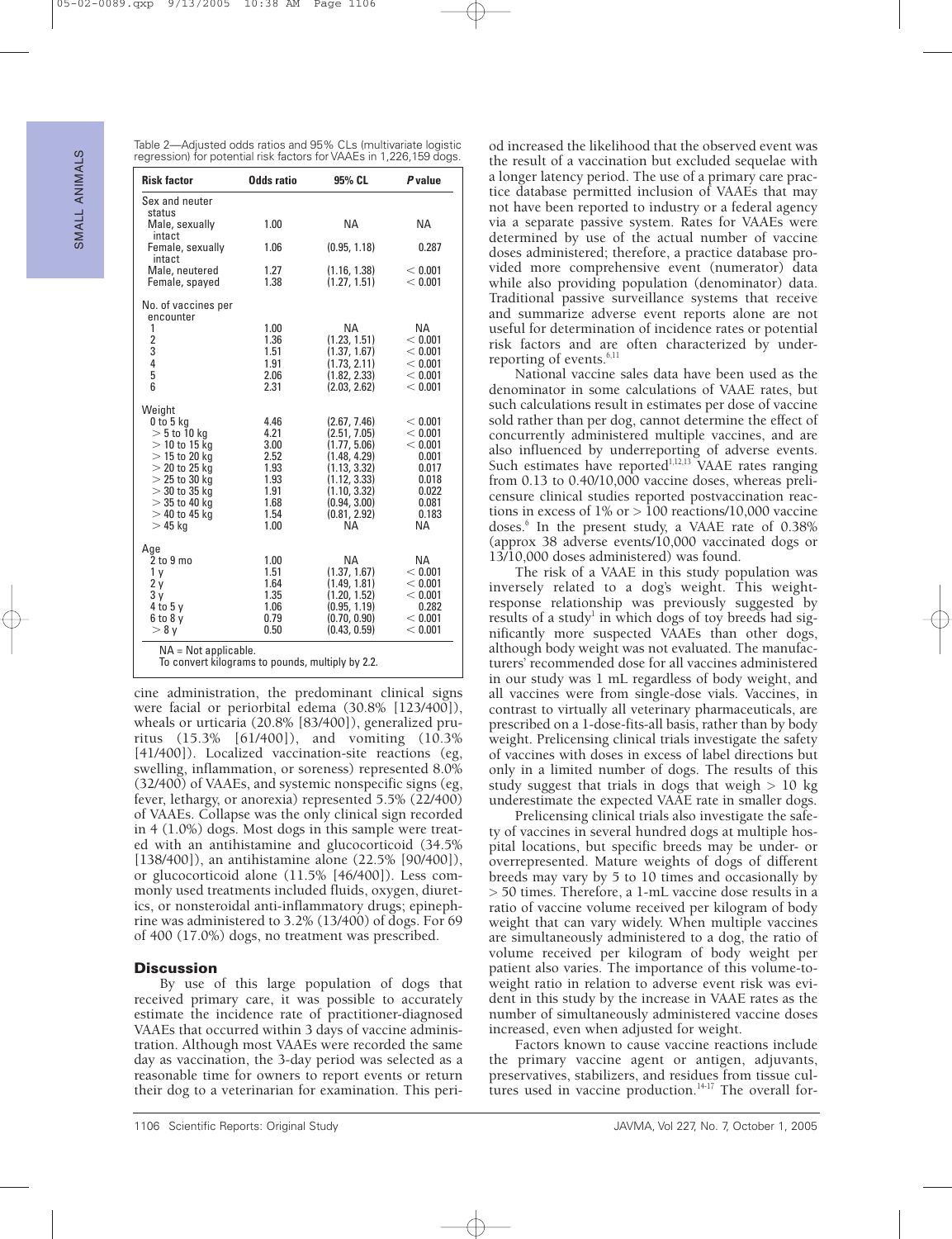Table 2—Adjusted odds ratios and 95% CLs (multivariate logistic regression) for potential risk factors for VAAEs in 1,226,159 dogs.

| Risk factor | Odds ratio | 95% CL | P value |
|---|---|---|---|
| Sex and neuter status | | | |
| Male, sexually intact | 1.00 | NA | NA |
| Female, sexually intact | 1.06 | (0.95, 1.18) | 0.287 |
| Male, neutered | 1.27 | (1.16, 1.38) | < 0.001 |
| Female, spayed | 1.38 | (1.27, 1.51) | < 0.001 |
| No. of vaccines per encounter | | | |
| 1 | 1.00 | NA | NA |
| 2 | 1.36 | (1.23, 1.51) | < 0.001 |
| 3 | 1.51 | (1.37, 1.67) | < 0.001 |
| 4 | 1.91 | (1.73, 2.11) | < 0.001 |
| 5 | 2.06 | (1.82, 2.33) | < 0.001 |
| 6 | 2.31 | (2.03, 2.62) | < 0.001 |
| Weight | | | |
| 0 to 5 kg | 4.46 | (2.67, 7.46) | < 0.001 |
| > 5 to 10 kg | 4.21 | (2.51, 7.05) | < 0.001 |
| > 10 to 15 kg | 3.00 | (1.77, 5.06) | < 0.001 |
| > 15 to 20 kg | 2.52 | (1.48, 4.29) | 0.001 |
| > 20 to 25 kg | 1.93 | (1.13, 3.32) | 0.017 |
| > 25 to 30 kg | 1.93 | (1.12, 3.33) | 0.018 |
| > 30 to 35 kg | 1.91 | (1.10, 3.32) | 0.022 |
| > 35 to 40 kg | 1.68 | (0.94, 3.00) | 0.081 |
| > 40 to 45 kg | 1.54 | (0.81, 2.92) | 0.183 |
| > 45 kg | 1.00 | NA | NA |
| Age | | | |
| 2 to 9 mo | 1.00 | NA | NA |
| 1 y | 1.51 | (1.37, 1.67) | < 0.001 |
| 2 y | 1.64 | (1.49, 1.81) | < 0.001 |
| 3 y | 1.35 | (1.20, 1.52) | < 0.001 |
| 4 to 5 y | 1.06 | (0.95, 1.19) | 0.282 |
| 6 to 8 y | 0.79 | (0.70, 0.90) | < 0.001 |
| > 8 y | 0.50 | (0.43, 0.59) | < 0.001 |

NA = Not applicable.
To convert kilograms to pounds, multiply by 2.2.

cine administration, the predominant clinical signs were facial or periorbital edema (30.8% [123/400]), wheals or urticaria (20.8% [83/400]), generalized pruritus (15.3% [61/400]), and vomiting (10.3% [41/400]). Localized vaccination-site reactions (eg, swelling, inflammation, or soreness) represented 8.0% (32/400) of VAAEs, and systemic nonspecific signs (eg, fever, lethargy, or anorexia) represented 5.5% (22/400) of VAAEs. Collapse was the only clinical sign recorded in 4 (1.0%) dogs. Most dogs in this sample were treated with an antihistamine and glucocorticoid (34.5% [138/400]), an antihistamine alone (22.5% [90/400]), or glucocorticoid alone (11.5% [46/400]). Less commonly used treatments included fluids, oxygen, diuretics, or nonsteroidal anti-inflammatory drugs; epinephrine was administered to 3.2% (13/400) of dogs. For 69 of 400 (17.0%) dogs, no treatment was prescribed.

## Discussion

By use of this large population of dogs that received primary care, it was possible to accurately estimate the incidence rate of practitioner-diagnosed VAAEs that occurred within 3 days of vaccine administration. Although most VAAEs were recorded the same day as vaccination, the 3-day period was selected as a reasonable time for owners to report events or return their dog to a veterinarian for examination. This period increased the likelihood that the observed event was the result of a vaccination but excluded sequelae with a longer latency period. The use of a primary care practice database permitted inclusion of VAAEs that may not have been reported to industry or a federal agency via a separate passive system. Rates for VAAEs were determined by use of the actual number of vaccine doses administered; therefore, a practice database provided more comprehensive event (numerator) data while also providing population (denominator) data. Traditional passive surveillance systems that receive and summarize adverse event reports alone are not useful for determination of incidence rates or potential risk factors and are often characterized by underreporting of events.[6,11]

National vaccine sales data have been used as the denominator in some calculations of VAAE rates, but such calculations result in estimates per dose of vaccine sold rather than per dog, cannot determine the effect of concurrently administered multiple vaccines, and are also influenced by underreporting of adverse events. Such estimates have reported[1,12,13] VAAE rates ranging from 0.13 to 0.40/10,000 vaccine doses, whereas prelicensure clinical studies reported postvaccination reactions in excess of 1% or > 100 reactions/10,000 vaccine doses.[6] In the present study, a VAAE rate of 0.38% (approx 38 adverse events/10,000 vaccinated dogs or 13/10,000 doses administered) was found.

The risk of a VAAE in this study population was inversely related to a dog's weight. This weight-response relationship was previously suggested by results of a study[1] in which dogs of toy breeds had significantly more suspected VAAEs than other dogs, although body weight was not evaluated. The manufacturers' recommended dose for all vaccines administered in our study was 1 mL regardless of body weight, and all vaccines were from single-dose vials. Vaccines, in contrast to virtually all veterinary pharmaceuticals, are prescribed on a 1-dose-fits-all basis, rather than by body weight. Prelicensing clinical trials investigate the safety of vaccines with doses in excess of label directions but only in a limited number of dogs. The results of this study suggest that trials in dogs that weigh > 10 kg underestimate the expected VAAE rate in smaller dogs.

Prelicensing clinical trials also investigate the safety of vaccines in several hundred dogs at multiple hospital locations, but specific breeds may be under- or overrepresented. Mature weights of dogs of different breeds may vary by 5 to 10 times and occasionally by > 50 times. Therefore, a 1-mL vaccine dose results in a ratio of vaccine volume received per kilogram of body weight that can vary widely. When multiple vaccines are simultaneously administered to a dog, the ratio of volume received per kilogram of body weight per patient also varies. The importance of this volume-to-weight ratio in relation to adverse event risk was evident in this study by the increase in VAAE rates as the number of simultaneously administered vaccine doses increased, even when adjusted for weight.

Factors known to cause vaccine reactions include the primary vaccine agent or antigen, adjuvants, preservatives, stabilizers, and residues from tissue cultures used in vaccine production.[14-17] The overall for-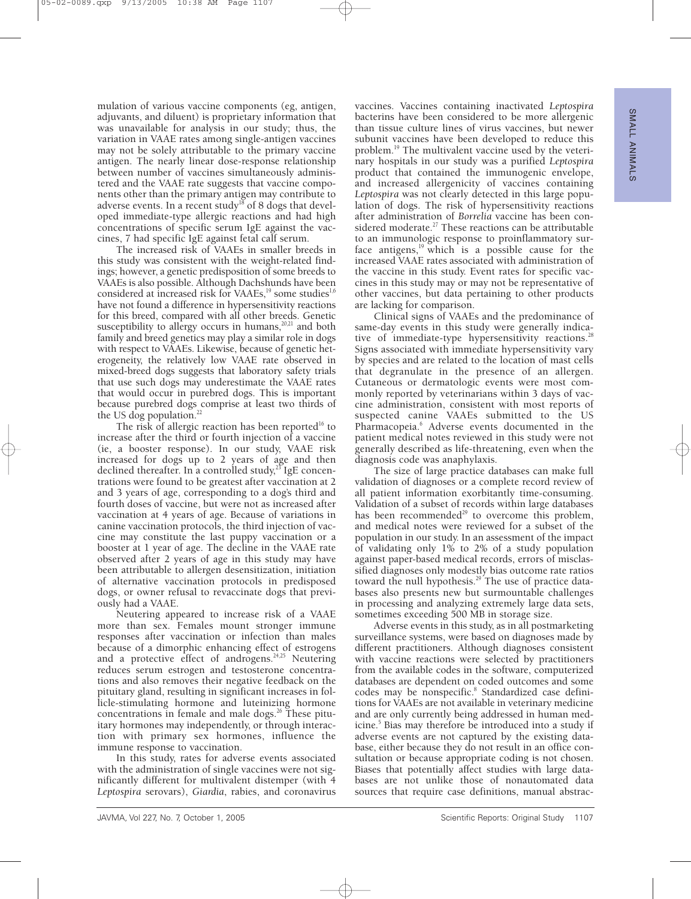mulation of various vaccine components (eg, antigen, adjuvants, and diluent) is proprietary information that was unavailable for analysis in our study; thus, the variation in VAAE rates among single-antigen vaccines may not be solely attributable to the primary vaccine antigen. The nearly linear dose-response relationship between number of vaccines simultaneously administered and the VAAE rate suggests that vaccine components other than the primary antigen may contribute to adverse events. In a recent study[18] of 8 dogs that developed immediate-type allergic reactions and had high concentrations of specific serum IgE against the vaccines, 7 had specific IgE against fetal calf serum.

The increased risk of VAAEs in smaller breeds in this study was consistent with the weight-related findings; however, a genetic predisposition of some breeds to VAAEs is also possible. Although Dachshunds have been considered at increased risk for VAAEs,[19] some studies[1,6] have not found a difference in hypersensitivity reactions for this breed, compared with all other breeds. Genetic susceptibility to allergy occurs in humans,[20,21] and both family and breed genetics may play a similar role in dogs with respect to VAAEs. Likewise, because of genetic heterogeneity, the relatively low VAAE rate observed in mixed-breed dogs suggests that laboratory safety trials that use such dogs may underestimate the VAAE rates that would occur in purebred dogs. This is important because purebred dogs comprise at least two thirds of the US dog population.[22]

The risk of allergic reaction has been reported[16] to increase after the third or fourth injection of a vaccine (ie, a booster response). In our study, VAAE risk increased for dogs up to 2 years of age and then declined thereafter. In a controlled study,[23] IgE concentrations were found to be greatest after vaccination at 2 and 3 years of age, corresponding to a dog's third and fourth doses of vaccine, but were not as increased after vaccination at 4 years of age. Because of variations in canine vaccination protocols, the third injection of vaccine may constitute the last puppy vaccination or a booster at 1 year of age. The decline in the VAAE rate observed after 2 years of age in this study may have been attributable to allergen desensitization, initiation of alternative vaccination protocols in predisposed dogs, or owner refusal to revaccinate dogs that previously had a VAAE.

Neutering appeared to increase risk of a VAAE more than sex. Females mount stronger immune responses after vaccination or infection than males because of a dimorphic enhancing effect of estrogens and a protective effect of androgens.[24,25] Neutering reduces serum estrogen and testosterone concentrations and also removes their negative feedback on the pituitary gland, resulting in significant increases in follicle-stimulating hormone and luteinizing hormone concentrations in female and male dogs.[26] These pituitary hormones may independently, or through interaction with primary sex hormones, influence the immune response to vaccination.

In this study, rates for adverse events associated with the administration of single vaccines were not significantly different for multivalent distemper (with 4 *Leptospira* serovars), *Giardia*, rabies, and coronavirus vaccines. Vaccines containing inactivated *Leptospira* bacterins have been considered to be more allergenic than tissue culture lines of virus vaccines, but newer subunit vaccines have been developed to reduce this problem.[19] The multivalent vaccine used by the veterinary hospitals in our study was a purified *Leptospira* product that contained the immunogenic envelope, and increased allergenicity of vaccines containing *Leptospira* was not clearly detected in this large population of dogs. The risk of hypersensitivity reactions after administration of *Borrelia* vaccine has been considered moderate.[27] These reactions can be attributable to an immunologic response to proinflammatory surface antigens,[19] which is a possible cause for the increased VAAE rates associated with administration of the vaccine in this study. Event rates for specific vaccines in this study may or may not be representative of other vaccines, but data pertaining to other products are lacking for comparison.

Clinical signs of VAAEs and the predominance of same-day events in this study were generally indicative of immediate-type hypersensitivity reactions.[28] Signs associated with immediate hypersensitivity vary by species and are related to the location of mast cells that degranulate in the presence of an allergen. Cutaneous or dermatologic events were most commonly reported by veterinarians within 3 days of vaccine administration, consistent with most reports of suspected canine VAAEs submitted to the US Pharmacopeia.[6] Adverse events documented in the patient medical notes reviewed in this study were not generally described as life-threatening, even when the diagnosis code was anaphylaxis.

The size of large practice databases can make full validation of diagnoses or a complete record review of all patient information exorbitantly time-consuming. Validation of a subset of records within large databases has been recommended[29] to overcome this problem, and medical notes were reviewed for a subset of the population in our study. In an assessment of the impact of validating only 1% to 2% of a study population against paper-based medical records, errors of misclassified diagnoses only modestly bias outcome rate ratios toward the null hypothesis.[29] The use of practice databases also presents new but surmountable challenges in processing and analyzing extremely large data sets, sometimes exceeding 500 MB in storage size.

Adverse events in this study, as in all postmarketing surveillance systems, were based on diagnoses made by different practitioners. Although diagnoses consistent with vaccine reactions were selected by practitioners from the available codes in the software, computerized databases are dependent on coded outcomes and some codes may be nonspecific.[8] Standardized case definitions for VAAEs are not available in veterinary medicine and are only currently being addressed in human medicine.[5] Bias may therefore be introduced into a study if adverse events are not captured by the existing database, either because they do not result in an office consultation or because appropriate coding is not chosen. Biases that potentially affect studies with large databases are not unlike those of nonautomated data sources that require case definitions, manual abstrac-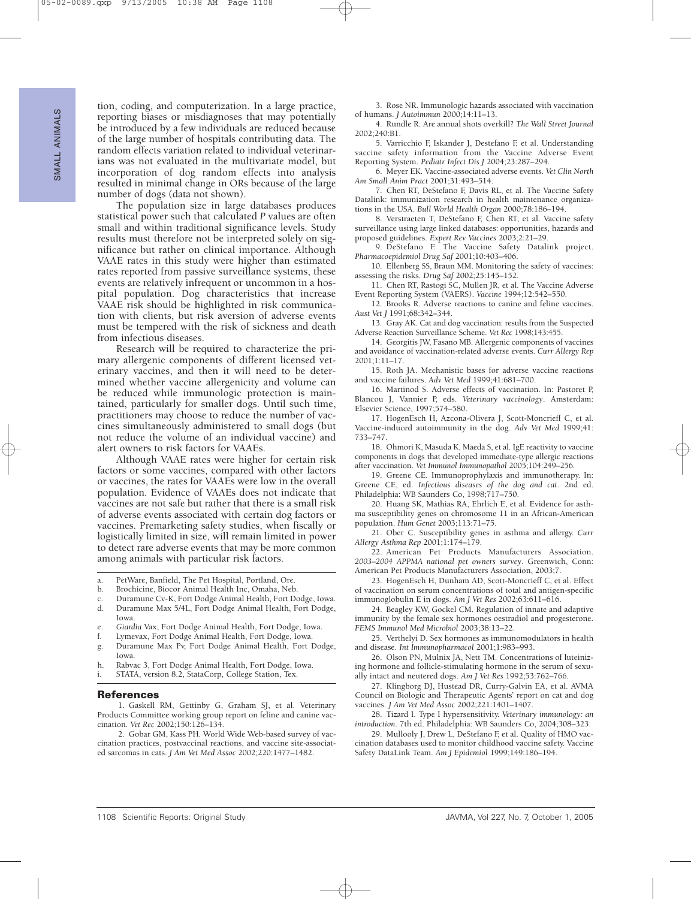tion, coding, and computerization. In a large practice, reporting biases or misdiagnoses that may potentially be introduced by a few individuals are reduced because of the large number of hospitals contributing data. The random effects variation related to individual veterinarians was not evaluated in the multivariate model, but incorporation of dog random effects into analysis resulted in minimal change in ORs because of the large number of dogs (data not shown).

The population size in large databases produces statistical power such that calculated *P* values are often small and within traditional significance levels. Study results must therefore not be interpreted solely on significance but rather on clinical importance. Although VAAE rates in this study were higher than estimated rates reported from passive surveillance systems, these events are relatively infrequent or uncommon in a hospital population. Dog characteristics that increase VAAE risk should be highlighted in risk communication with clients, but risk aversion of adverse events must be tempered with the risk of sickness and death from infectious diseases.

Research will be required to characterize the primary allergenic components of different licensed veterinary vaccines, and then it will need to be determined whether vaccine allergenicity and volume can be reduced while immunologic protection is maintained, particularly for smaller dogs. Until such time, practitioners may choose to reduce the number of vaccines simultaneously administered to small dogs (but not reduce the volume of an individual vaccine) and alert owners to risk factors for VAAEs.

Although VAAE rates were higher for certain risk factors or some vaccines, compared with other factors or vaccines, the rates for VAAEs were low in the overall population. Evidence of VAAEs does not indicate that vaccines are not safe but rather that there is a small risk of adverse events associated with certain dog factors or vaccines. Premarketing safety studies, when fiscally or logistically limited in size, will remain limited in power to detect rare adverse events that may be more common among animals with particular risk factors.

a. PetWare, Banfield, The Pet Hospital, Portland, Ore.
b. Brochicine, Biocor Animal Health Inc, Omaha, Neb.
c. Duramune Cv-K, Fort Dodge Animal Health, Fort Dodge, Iowa.
d. Duramune Max 5/4L, Fort Dodge Animal Health, Fort Dodge, Iowa.
e. *Giardia* Vax, Fort Dodge Animal Health, Fort Dodge, Iowa.
f. Lymevax, Fort Dodge Animal Health, Fort Dodge, Iowa.
g. Duramune Max Pv, Fort Dodge Animal Health, Fort Dodge, Iowa.
h. Rabvac 3, Fort Dodge Animal Health, Fort Dodge, Iowa.
i. STATA, version 8.2, StataCorp, College Station, Tex.

## References

1. Gaskell RM, Gettinby G, Graham SJ, et al. Veterinary Products Committee working group report on feline and canine vaccination. *Vet Rec* 2002;150:126–134.
2. Gobar GM, Kass PH. World Wide Web-based survey of vaccination practices, postvaccinal reactions, and vaccine site-associated sarcomas in cats. *J Am Vet Med Assoc* 2002;220:1477–1482.
3. Rose NR. Immunologic hazards associated with vaccination of humans. *J Autoimmun* 2000;14:11–13.
4. Rundle R. Are annual shots overkill? *The Wall Street Journal* 2002;240:B1.
5. Varricchio F, Iskander J, Destefano F, et al. Understanding vaccine safety information from the Vaccine Adverse Event Reporting System. *Pediatr Infect Dis J* 2004;23:287–294.
6. Meyer EK. Vaccine-associated adverse events. *Vet Clin North Am Small Anim Pract* 2001;31:493–514.
7. Chen RT, DeStefano F, Davis RL, et al. The Vaccine Safety Datalink: immunization research in health maintenance organizations in the USA. *Bull World Health Organ* 2000;78:186–194.
8. Verstraeten T, DeStefano F, Chen RT, et al. Vaccine safety surveillance using large linked databases: opportunities, hazards and proposed guidelines. *Expert Rev Vaccines* 2003;2:21–29.
9. DeStefano F. The Vaccine Safety Datalink project. *Pharmacoepidemiol Drug Saf* 2001;10:403–406.
10. Ellenberg SS, Braun MM. Monitoring the safety of vaccines: assessing the risks. *Drug Saf* 2002;25:145–152.
11. Chen RT, Rastogi SC, Mullen JR, et al. The Vaccine Adverse Event Reporting System (VAERS). *Vaccine* 1994;12:542–550.
12. Brooks R. Adverse reactions to canine and feline vaccines. *Aust Vet J* 1991;68:342–344.
13. Gray AK. Cat and dog vaccination: results from the Suspected Adverse Reaction Surveillance Scheme. *Vet Rec* 1998;143:455.
14. Georgitis JW, Fasano MB. Allergenic components of vaccines and avoidance of vaccination-related adverse events. *Curr Allergy Rep* 2001;1:11–17.
15. Roth JA. Mechanistic bases for adverse vaccine reactions and vaccine failures. *Adv Vet Med* 1999;41:681–700.
16. Martinod S. Adverse effects of vaccination. In: Pastoret P, Blancou J, Vannier P, eds. *Veterinary vaccinology*. Amsterdam: Elsevier Science, 1997;574–580.
17. HogenEsch H, Azcona-Olivera J, Scott-Moncrieff C, et al. Vaccine-induced autoimmunity in the dog. *Adv Vet Med* 1999;41:733–747.
18. Ohmori K, Masuda K, Maeda S, et al. IgE reactivity to vaccine components in dogs that developed immediate-type allergic reactions after vaccination. *Vet Immunol Immunopathol* 2005;104:249–256.
19. Greene CE. Immunoprophylaxis and immunotherapy. In: Greene CE, ed. *Infectious diseases of the dog and cat*. 2nd ed. Philadelphia: WB Saunders Co, 1998;717–750.
20. Huang SK, Mathias RA, Ehrlich E, et al. Evidence for asthma susceptibility genes on chromosome 11 in an African-American population. *Hum Genet* 2003;113:71–75.
21. Ober C. Susceptibility genes in asthma and allergy. *Curr Allergy Asthma Rep* 2001;1:174–179.
22. American Pet Products Manufacturers Association. *2003–2004 APPMA national pet owners survey*. Greenwich, Conn: American Pet Products Manufacturers Association, 2003;7.
23. HogenEsch H, Dunham AD, Scott-Moncrieff C, et al. Effect of vaccination on serum concentrations of total and antigen-specific immunoglobulin E in dogs. *Am J Vet Res* 2002;63:611–616.
24. Beagley KW, Gockel CM. Regulation of innate and adaptive immunity by the female sex hormones oestradiol and progesterone. *FEMS Immunol Med Microbiol* 2003;38:13–22.
25. Verthelyi D. Sex hormones as immunomodulators in health and disease. *Int Immunopharmacol* 2001;1:983–993.
26. Olson PN, Mulnix JA, Nett TM. Concentrations of luteinizing hormone and follicle-stimulating hormone in the serum of sexually intact and neutered dogs. *Am J Vet Res* 1992;53:762–766.
27. Klingborg DJ, Hustead DR, Curry-Galvin EA, et al. AVMA Council on Biologic and Therapeutic Agents' report on cat and dog vaccines. *J Am Vet Med Assoc* 2002;221:1401–1407.
28. Tizard I. Type I hypersensitivity. *Veterinary immunology: an introduction*. 7th ed. Philadelphia: WB Saunders Co, 2004;308–323.
29. Mullooly J, Drew L, DeStefano F, et al. Quality of HMO vaccination databases used to monitor childhood vaccine safety. Vaccine Safety DataLink Team. *Am J Epidemiol* 1999;149:186–194.